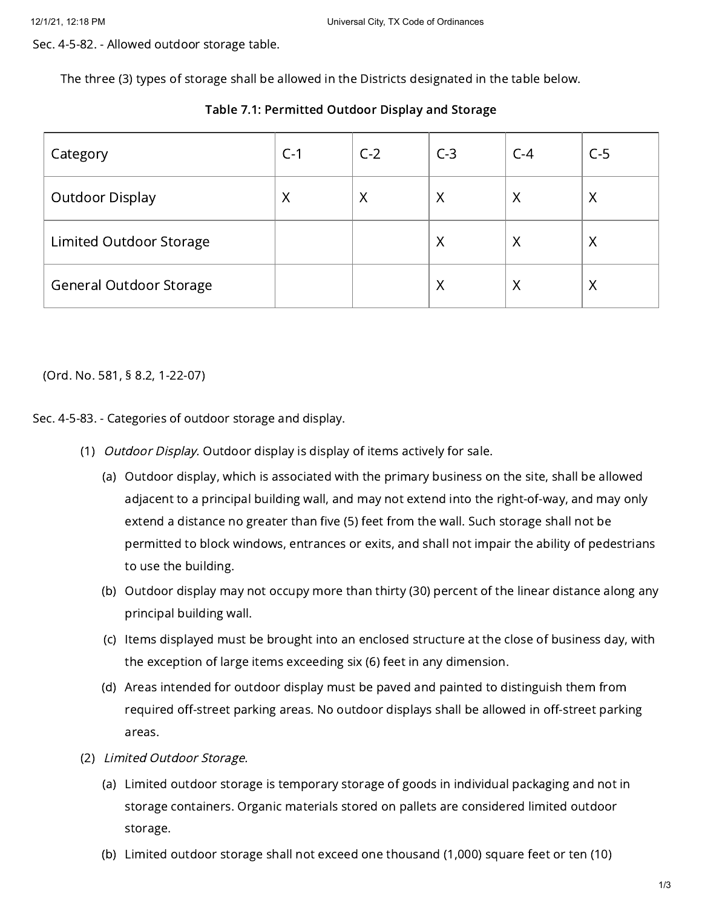Sec. 4-5-82. - Allowed outdoor storage table.

The three (3) types of storage shall be allowed in the Districts designated in the table below.

**Table 7.1: Permitted Outdoor Display and Storage**

| Category | C-1 | C-2 | C-3 | C-4 | C-5 |
|---|---|---|---|---|---|
| Outdoor Display | X | X | X | X | X |
| Limited Outdoor Storage | | | X | X | X |
| General Outdoor Storage | | | X | X | X |

(Ord. No. 581, § 8.2, 1-22-07)

Sec. 4-5-83. - Categories of outdoor storage and display.

(1) *Outdoor Display.* Outdoor display is display of items actively for sale.

(a) Outdoor display, which is associated with the primary business on the site, shall be allowed adjacent to a principal building wall, and may not extend into the right-of-way, and may only extend a distance no greater than five (5) feet from the wall. Such storage shall not be permitted to block windows, entrances or exits, and shall not impair the ability of pedestrians to use the building.

(b) Outdoor display may not occupy more than thirty (30) percent of the linear distance along any principal building wall.

(c) Items displayed must be brought into an enclosed structure at the close of business day, with the exception of large items exceeding six (6) feet in any dimension.

(d) Areas intended for outdoor display must be paved and painted to distinguish them from required off-street parking areas. No outdoor displays shall be allowed in off-street parking areas.

(2) *Limited Outdoor Storage.*

(a) Limited outdoor storage is temporary storage of goods in individual packaging and not in storage containers. Organic materials stored on pallets are considered limited outdoor storage.

(b) Limited outdoor storage shall not exceed one thousand (1,000) square feet or ten (10)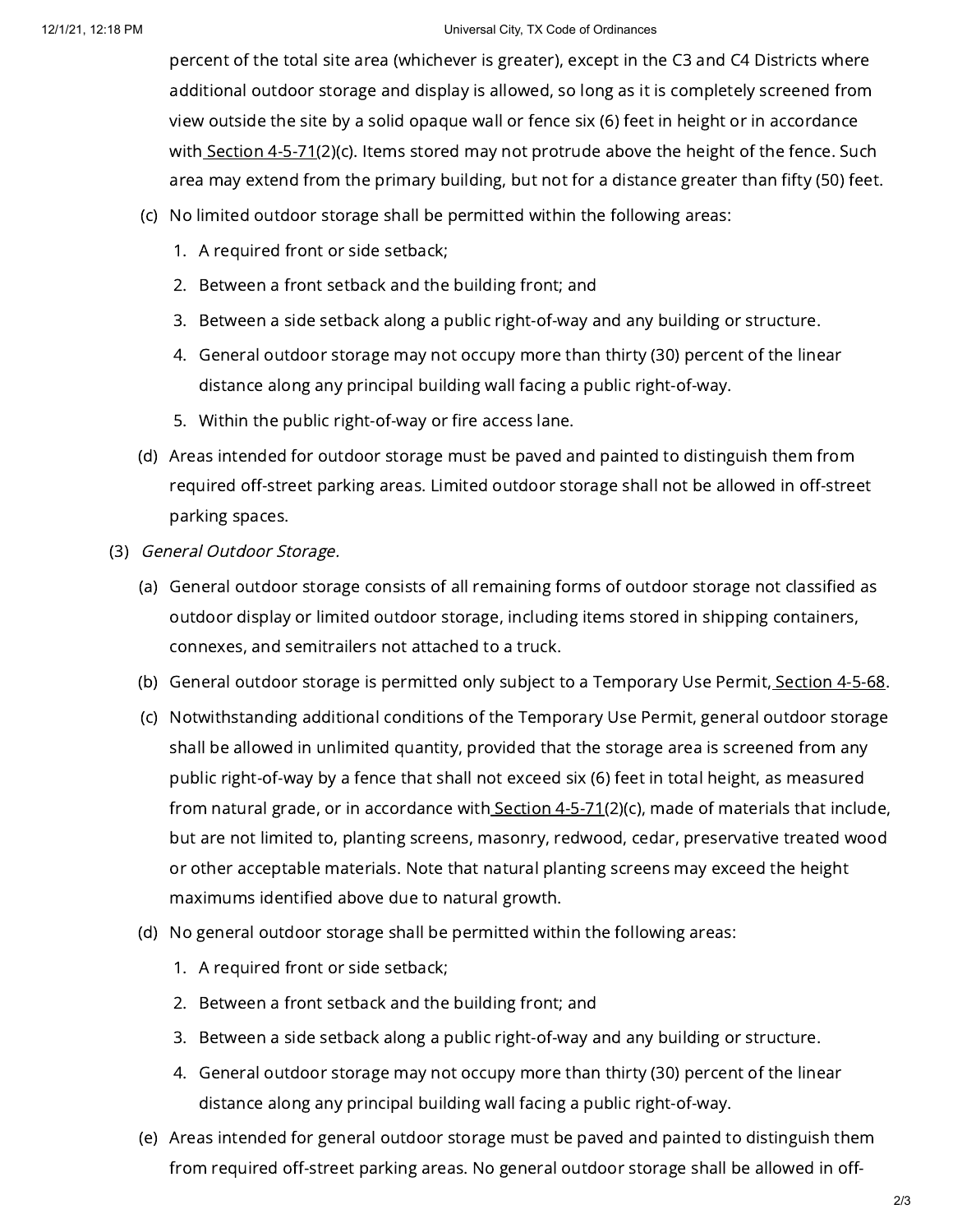percent of the total site area (whichever is greater), except in the C3 and C4 Districts where additional outdoor storage and display is allowed, so long as it is completely screened from view outside the site by a solid opaque wall or fence six (6) feet in height or in accordance with Section 4-5-71(2)(c). Items stored may not protrude above the height of the fence. Such area may extend from the primary building, but not for a distance greater than fifty (50) feet.

(c) No limited outdoor storage shall be permitted within the following areas:

1. A required front or side setback;
2. Between a front setback and the building front; and
3. Between a side setback along a public right-of-way and any building or structure.
4. General outdoor storage may not occupy more than thirty (30) percent of the linear distance along any principal building wall facing a public right-of-way.
5. Within the public right-of-way or fire access lane.

(d) Areas intended for outdoor storage must be paved and painted to distinguish them from required off-street parking areas. Limited outdoor storage shall not be allowed in off-street parking spaces.

(3) *General Outdoor Storage.*

(a) General outdoor storage consists of all remaining forms of outdoor storage not classified as outdoor display or limited outdoor storage, including items stored in shipping containers, connexes, and semitrailers not attached to a truck.

(b) General outdoor storage is permitted only subject to a Temporary Use Permit, Section 4-5-68.

(c) Notwithstanding additional conditions of the Temporary Use Permit, general outdoor storage shall be allowed in unlimited quantity, provided that the storage area is screened from any public right-of-way by a fence that shall not exceed six (6) feet in total height, as measured from natural grade, or in accordance with Section 4-5-71(2)(c), made of materials that include, but are not limited to, planting screens, masonry, redwood, cedar, preservative treated wood or other acceptable materials. Note that natural planting screens may exceed the height maximums identified above due to natural growth.

(d) No general outdoor storage shall be permitted within the following areas:

1. A required front or side setback;
2. Between a front setback and the building front; and
3. Between a side setback along a public right-of-way and any building or structure.
4. General outdoor storage may not occupy more than thirty (30) percent of the linear distance along any principal building wall facing a public right-of-way.

(e) Areas intended for general outdoor storage must be paved and painted to distinguish them from required off-street parking areas. No general outdoor storage shall be allowed in off-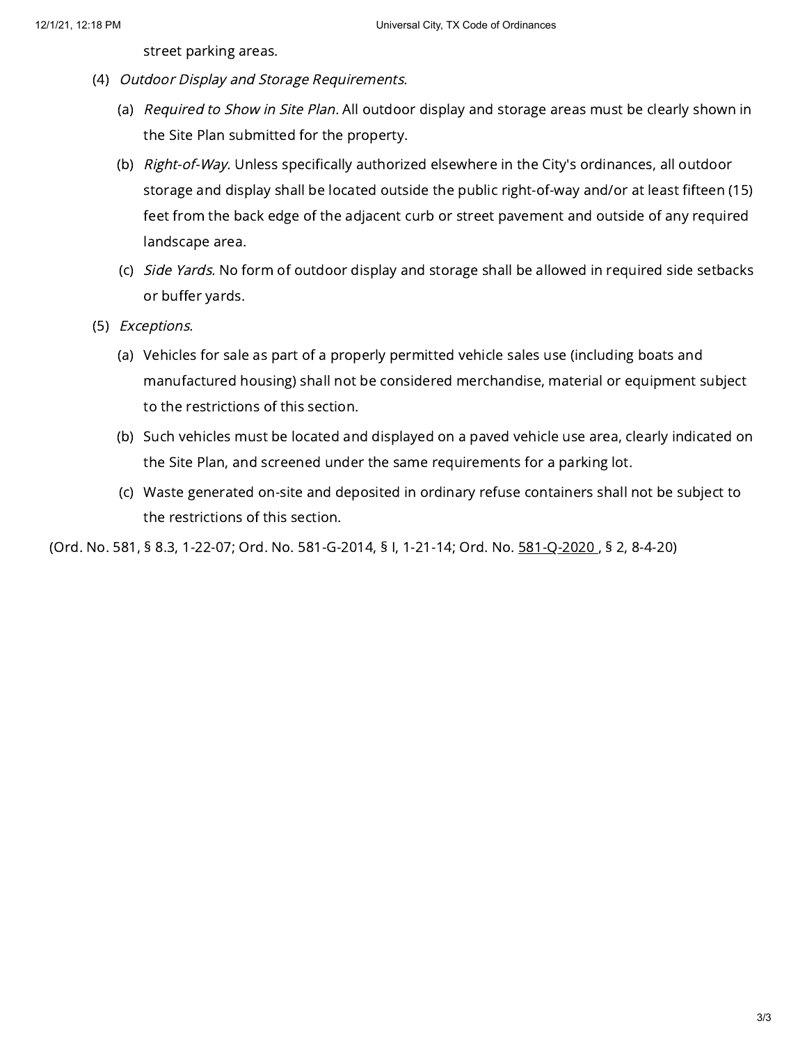street parking areas.

(4) *Outdoor Display and Storage Requirements.*

(a) *Required to Show in Site Plan.* All outdoor display and storage areas must be clearly shown in the Site Plan submitted for the property.

(b) *Right-of-Way.* Unless specifically authorized elsewhere in the City's ordinances, all outdoor storage and display shall be located outside the public right-of-way and/or at least fifteen (15) feet from the back edge of the adjacent curb or street pavement and outside of any required landscape area.

(c) *Side Yards.* No form of outdoor display and storage shall be allowed in required side setbacks or buffer yards.

(5) *Exceptions.*

(a) Vehicles for sale as part of a properly permitted vehicle sales use (including boats and manufactured housing) shall not be considered merchandise, material or equipment subject to the restrictions of this section.

(b) Such vehicles must be located and displayed on a paved vehicle use area, clearly indicated on the Site Plan, and screened under the same requirements for a parking lot.

(c) Waste generated on-site and deposited in ordinary refuse containers shall not be subject to the restrictions of this section.

(Ord. No. 581, § 8.3, 1-22-07; Ord. No. 581-G-2014, § I, 1-21-14; Ord. No. 581-Q-2020 , § 2, 8-4-20)